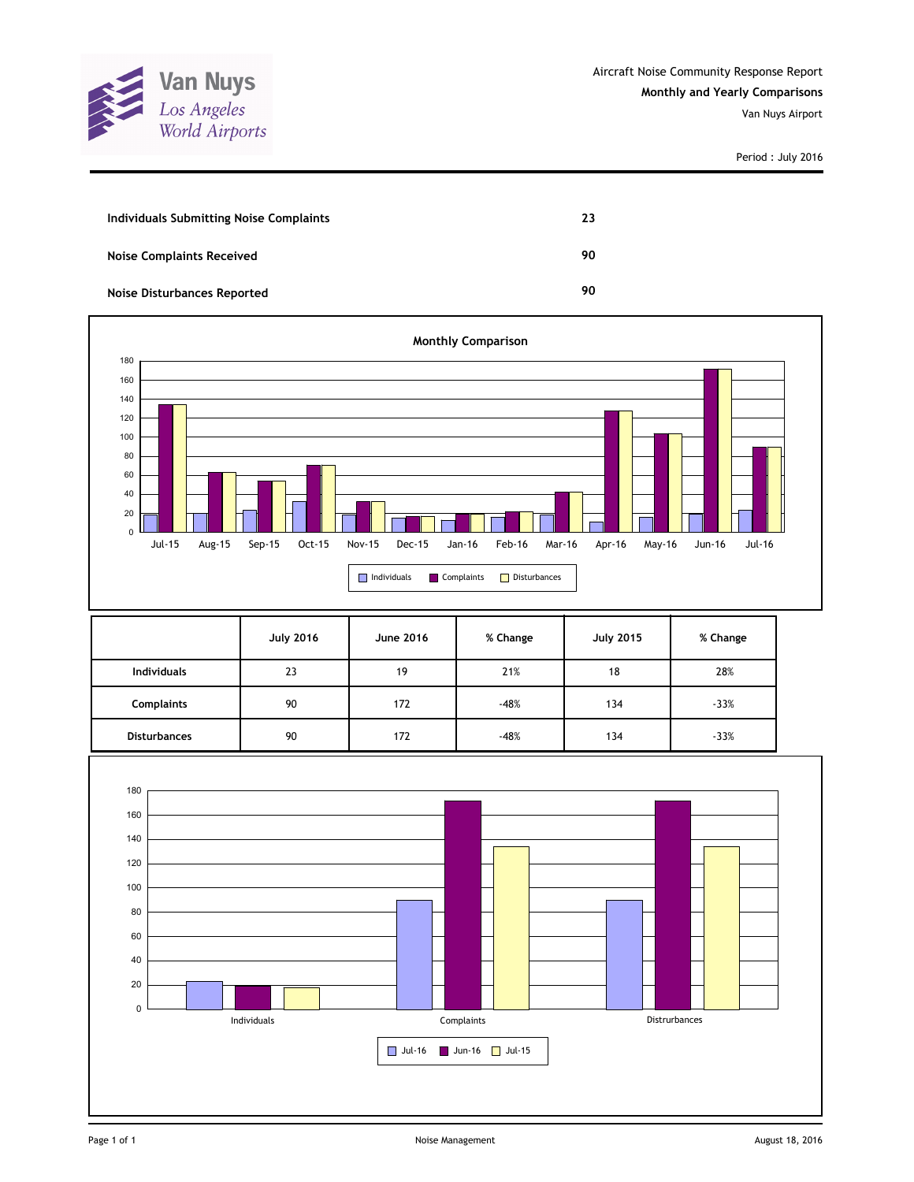Van Nuys
Los Angeles World Airports

Aircraft Noise Community Response Report
**Monthly and Yearly Comparisons**
Van Nuys Airport

Period : July 2016

| | |
|---|---|
| **Individuals Submitting Noise Complaints** | **23** |
| **Noise Complaints Received** | **90** |
| **Noise Disturbances Reported** | **90** |

**Monthly Comparison**

| | Jul-15 | Aug-15 | Sep-15 | Oct-15 | Nov-15 | Dec-15 | Jan-16 | Feb-16 | Mar-16 | Apr-16 | May-16 | Jun-16 | Jul-16 |
|---|---|---|---|---|---|---|---|---|---|---|---|---|---|
| Individuals | 18 | 20 | 23 | 32 | 18 | 15 | 12 | 16 | 18 | 11 | 16 | 19 | 23 |
| Complaints | 134 | 63 | 54 | 70 | 32 | 17 | 19 | 21 | 42 | 127 | 103 | 172 | 90 |
| Disturbances | 134 | 63 | 54 | 70 | 32 | 17 | 19 | 21 | 42 | 127 | 103 | 172 | 90 |

| | **July 2016** | **June 2016** | **% Change** | **July 2015** | **% Change** |
|---|---|---|---|---|---|
| **Individuals** | 23 | 19 | 21% | 18 | 28% |
| **Complaints** | 90 | 172 | -48% | 134 | -33% |
| **Disturbances** | 90 | 172 | -48% | 134 | -33% |

| | Jul-16 | Jun-16 | Jul-15 |
|---|---|---|---|
| Individuals | 23 | 19 | 18 |
| Complaints | 90 | 172 | 134 |
| Distrurbances | 90 | 172 | 134 |

Noise Management

August 18, 2016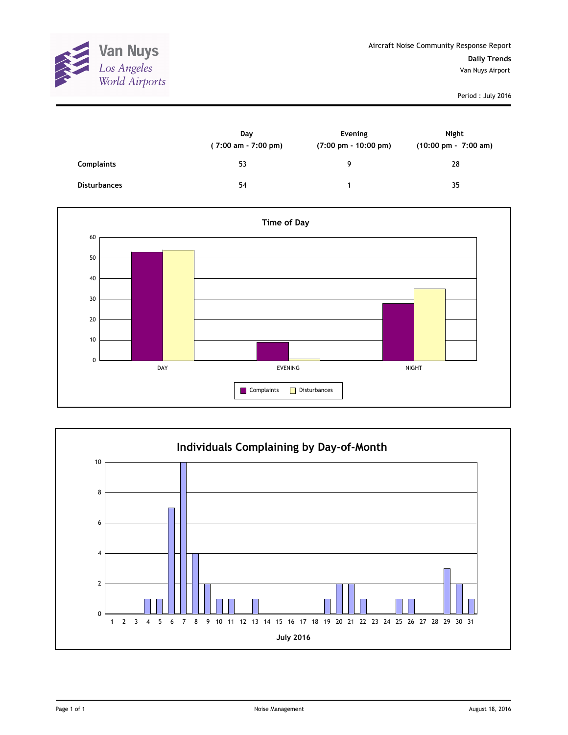Van Nuys
Los Angeles World Airports

Aircraft Noise Community Response Report

**Daily Trends**

Van Nuys Airport

Period : July 2016

| | Day ( 7:00 am - 7:00 pm) | Evening (7:00 pm - 10:00 pm) | Night (10:00 pm - 7:00 am) |
|---|---|---|---|
| **Complaints** | 53 | 9 | 28 |
| **Disturbances** | 54 | 1 | 35 |

**Time of Day**

| | DAY | EVENING | NIGHT |
|---|---|---|---|
| Complaints | 53 | 9 | 28 |
| Disturbances | 54 | 1 | 35 |

**Individuals Complaining by Day-of-Month**

July 2016

| Day | 1 | 2 | 3 | 4 | 5 | 6 | 7 | 8 | 9 | 10 | 11 | 12 | 13 | 14 | 15 | 16 | 17 | 18 | 19 | 20 | 21 | 22 | 23 | 24 | 25 | 26 | 27 | 28 | 29 | 30 | 31 |
|---|---|---|---|---|---|---|---|---|---|---|---|---|---|---|---|---|---|---|---|---|---|---|---|---|---|---|---|---|---|---|---|
| Individuals | 0 | 0 | 0 | 1 | 1 | 7 | 10 | 4 | 2 | 1 | 1 | 0 | 1 | 0 | 0 | 0 | 0 | 0 | 1 | 2 | 2 | 1 | 0 | 0 | 1 | 1 | 0 | 0 | 3 | 2 | 1 |

Noise Management

August 18, 2016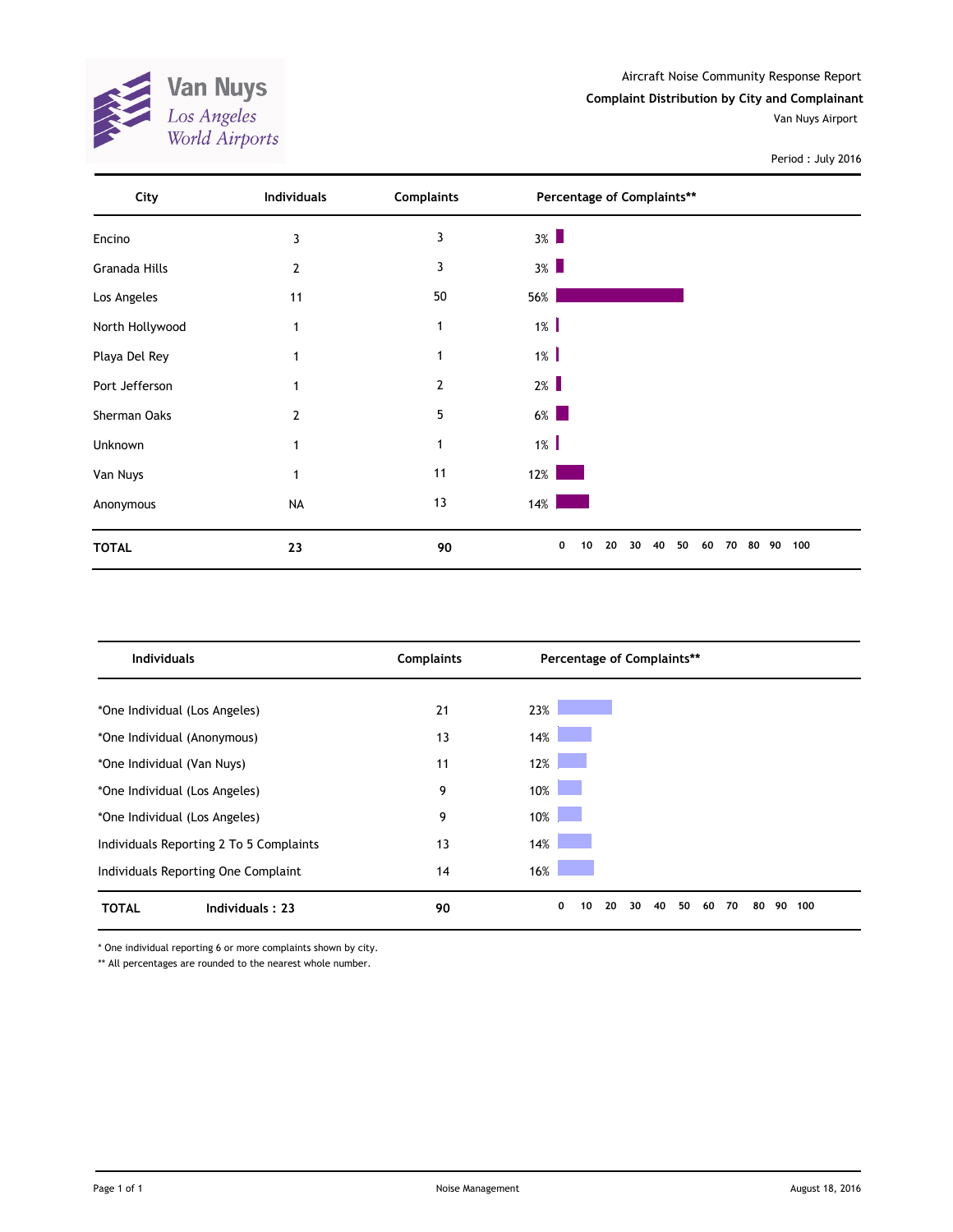Van Nuys
Los Angeles World Airports

Aircraft Noise Community Response Report

**Complaint Distribution by City and Complainant**

Van Nuys Airport

Period : July 2016

| City | Individuals | Complaints | Percentage of Complaints** |
|---|---|---|---|
| Encino | 3 | 3 | 3% |
| Granada Hills | 2 | 3 | 3% |
| Los Angeles | 11 | 50 | 56% |
| North Hollywood | 1 | 1 | 1% |
| Playa Del Rey | 1 | 1 | 1% |
| Port Jefferson | 1 | 2 | 2% |
| Sherman Oaks | 2 | 5 | 6% |
| Unknown | 1 | 1 | 1% |
| Van Nuys | 1 | 11 | 12% |
| Anonymous | NA | 13 | 14% |
| **TOTAL** | **23** | **90** | |

| Individuals | Complaints | Percentage of Complaints** |
|---|---|---|
| *One Individual (Los Angeles) | 21 | 23% |
| *One Individual (Anonymous) | 13 | 14% |
| *One Individual (Van Nuys) | 11 | 12% |
| *One Individual (Los Angeles) | 9 | 10% |
| *One Individual (Los Angeles) | 9 | 10% |
| Individuals Reporting 2 To 5 Complaints | 13 | 14% |
| Individuals Reporting One Complaint | 14 | 16% |
| **TOTAL** Individuals : 23 | **90** | |

* One individual reporting 6 or more complaints shown by city.

** All percentages are rounded to the nearest whole number.

Noise Management

August 18, 2016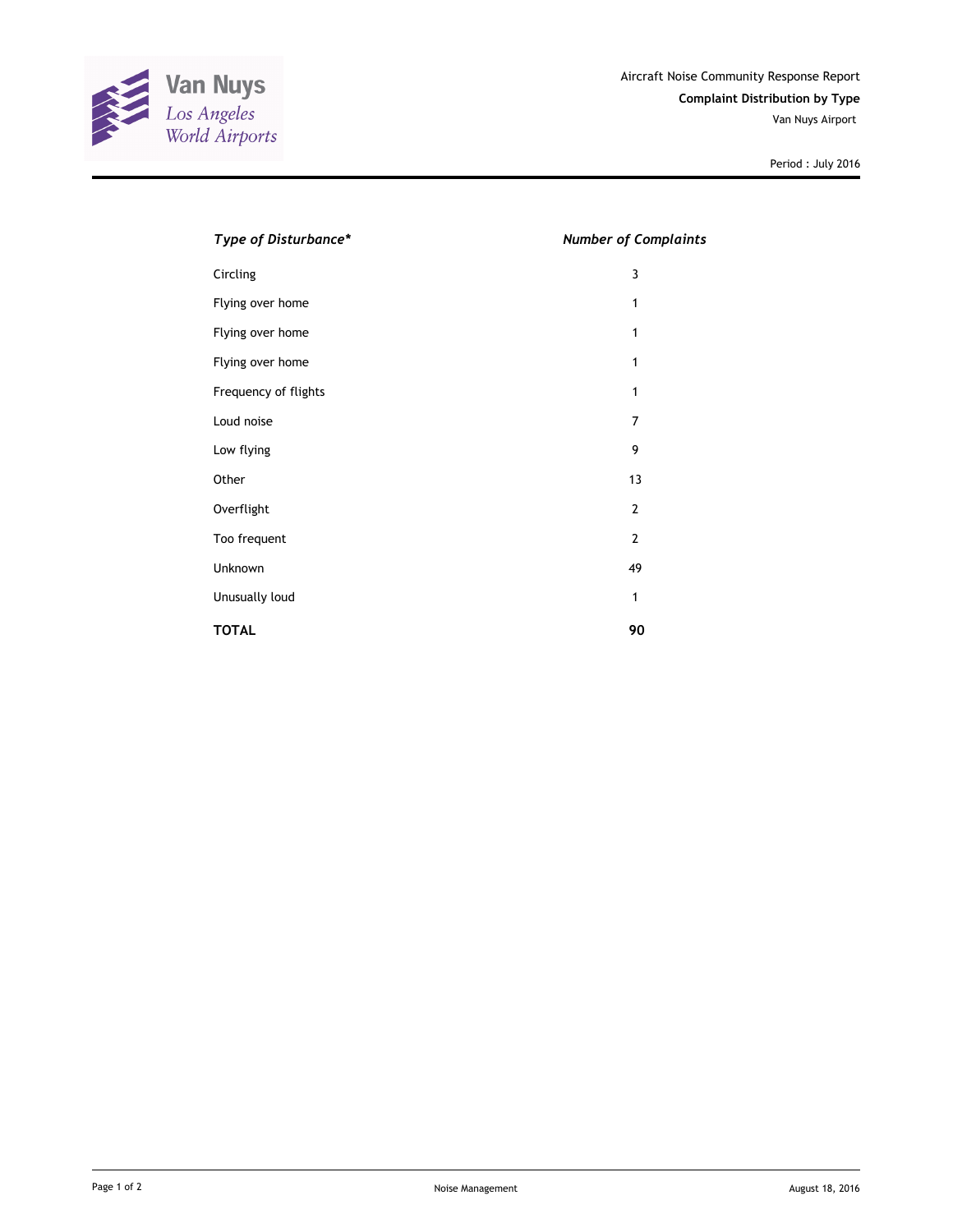Van Nuys
Los Angeles World Airports

Aircraft Noise Community Response Report

**Complaint Distribution by Type**

Van Nuys Airport

Period : July 2016

| *Type of Disturbance** | *Number of Complaints* |
|---|---|
| Circling | 3 |
| Flying over home | 1 |
| Flying over home | 1 |
| Flying over home | 1 |
| Frequency of flights | 1 |
| Loud noise | 7 |
| Low flying | 9 |
| Other | 13 |
| Overflight | 2 |
| Too frequent | 2 |
| Unknown | 49 |
| Unusually loud | 1 |
| **TOTAL** | **90** |

Noise Management

August 18, 2016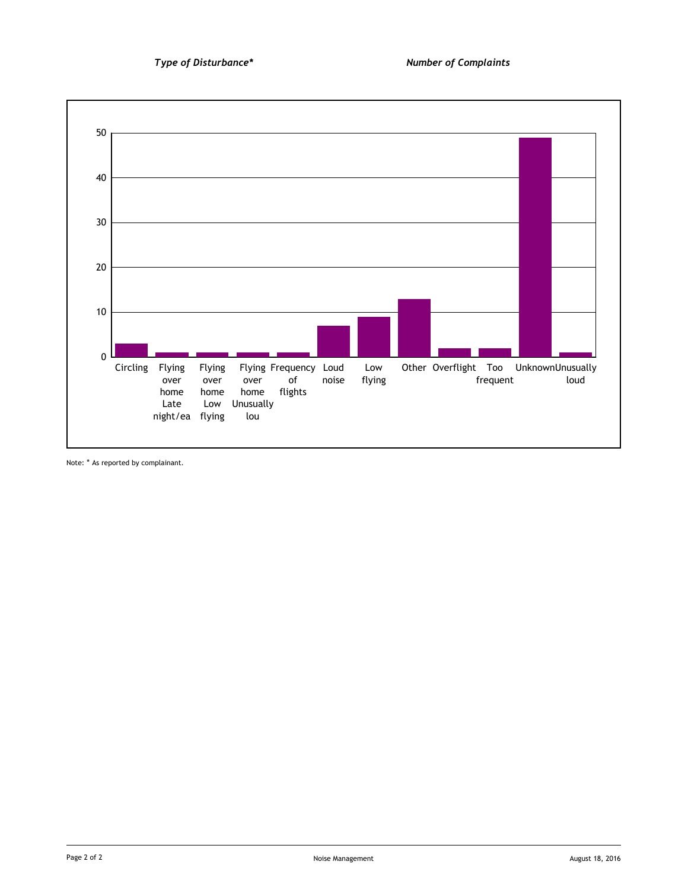| Type of Disturbance* | Number of Complaints |
|---|---|
| Circling | 3 |
| Flying over home Late night/ea | 1 |
| Flying over home Low flying | 1 |
| Flying over home Unusually lou | 1 |
| Frequency of flights | 1 |
| Loud noise | 7 |
| Low flying | 9 |
| Other | 13 |
| Overflight | 2 |
| Too frequent | 2 |
| Unknown | 49 |
| Unusually loud | 1 |

Note: * As reported by complainant.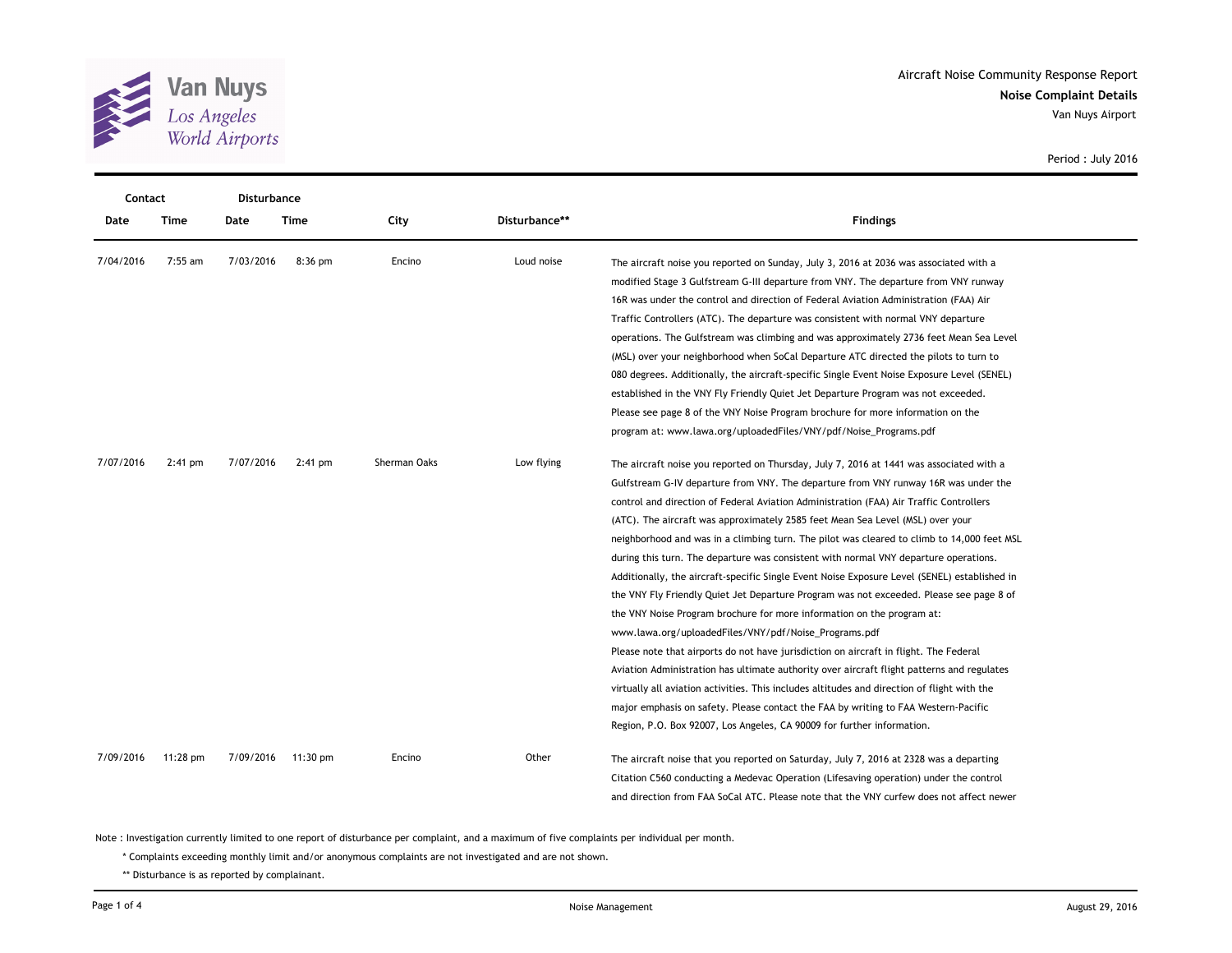Aircraft Noise Community Response Report

**Noise Complaint Details**

Van Nuys Airport

Period : July 2016

| Contact Date | Contact Time | Disturbance Date | Disturbance Time | City | Disturbance** | Findings |
|---|---|---|---|---|---|---|
| 7/04/2016 | 7:55 am | 7/03/2016 | 8:36 pm | Encino | Loud noise | The aircraft noise you reported on Sunday, July 3, 2016 at 2036 was associated with a modified Stage 3 Gulfstream G-III departure from VNY. The departure from VNY runway 16R was under the control and direction of Federal Aviation Administration (FAA) Air Traffic Controllers (ATC). The departure was consistent with normal VNY departure operations. The Gulfstream was climbing and was approximately 2736 feet Mean Sea Level (MSL) over your neighborhood when SoCal Departure ATC directed the pilots to turn to 080 degrees. Additionally, the aircraft-specific Single Event Noise Exposure Level (SENEL) established in the VNY Fly Friendly Quiet Jet Departure Program was not exceeded. Please see page 8 of the VNY Noise Program brochure for more information on the program at: www.lawa.org/uploadedFiles/VNY/pdf/Noise_Programs.pdf |
| 7/07/2016 | 2:41 pm | 7/07/2016 | 2:41 pm | Sherman Oaks | Low flying | The aircraft noise you reported on Thursday, July 7, 2016 at 1441 was associated with a Gulfstream G-IV departure from VNY. The departure from VNY runway 16R was under the control and direction of Federal Aviation Administration (FAA) Air Traffic Controllers (ATC). The aircraft was approximately 2585 feet Mean Sea Level (MSL) over your neighborhood and was in a climbing turn. The pilot was cleared to climb to 14,000 feet MSL during this turn. The departure was consistent with normal VNY departure operations. Additionally, the aircraft-specific Single Event Noise Exposure Level (SENEL) established in the VNY Fly Friendly Quiet Jet Departure Program was not exceeded. Please see page 8 of the VNY Noise Program brochure for more information on the program at: www.lawa.org/uploadedFiles/VNY/pdf/Noise_Programs.pdf Please note that airports do not have jurisdiction on aircraft in flight. The Federal Aviation Administration has ultimate authority over aircraft flight patterns and regulates virtually all aviation activities. This includes altitudes and direction of flight with the major emphasis on safety. Please contact the FAA by writing to FAA Western-Pacific Region, P.O. Box 92007, Los Angeles, CA 90009 for further information. |
| 7/09/2016 | 11:28 pm | 7/09/2016 | 11:30 pm | Encino | Other | The aircraft noise that you reported on Saturday, July 7, 2016 at 2328 was a departing Citation C560 conducting a Medevac Operation (Lifesaving operation) under the control and direction from FAA SoCal ATC. Please note that the VNY curfew does not affect newer |

Note : Investigation currently limited to one report of disturbance per complaint, and a maximum of five complaints per individual per month.

\* Complaints exceeding monthly limit and/or anonymous complaints are not investigated and are not shown.

** Disturbance is as reported by complainant.

Noise Management

August 29, 2016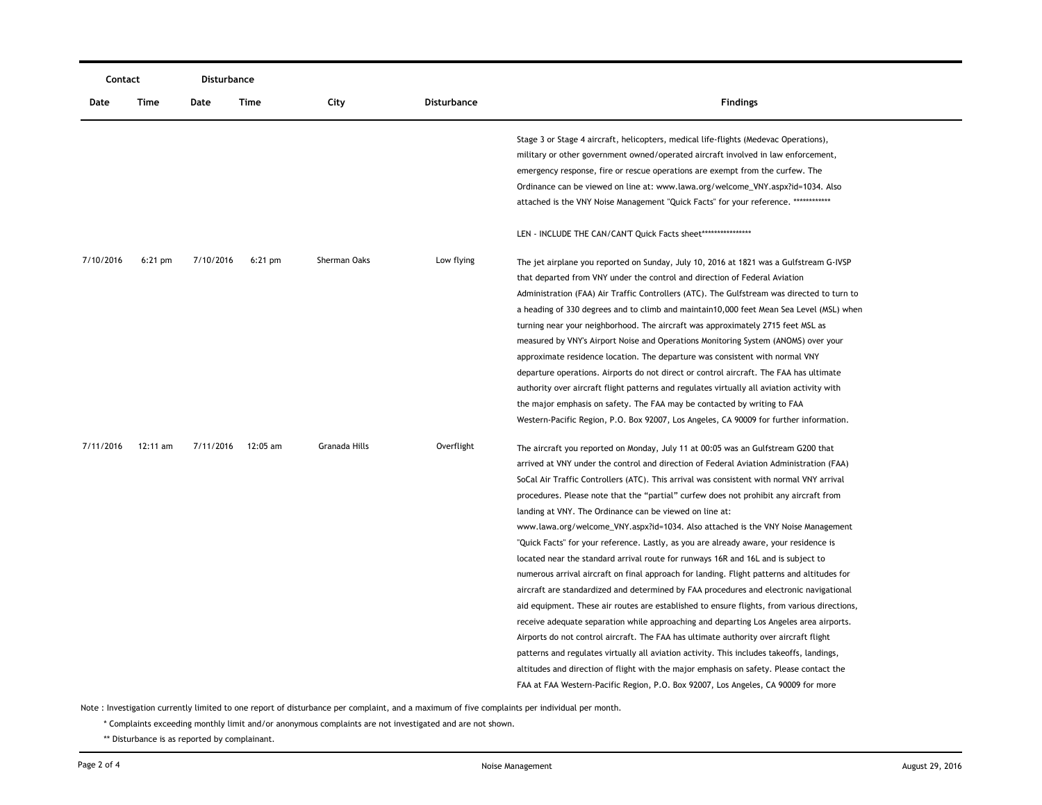| Contact Date | Contact Time | Disturbance Date | Disturbance Time | City | Disturbance | Findings |
|---|---|---|---|---|---|---|
| | | | | | | Stage 3 or Stage 4 aircraft, helicopters, medical life-flights (Medevac Operations), military or other government owned/operated aircraft involved in law enforcement, emergency response, fire or rescue operations are exempt from the curfew. The Ordinance can be viewed on line at: www.lawa.org/welcome_VNY.aspx?id=1034. Also attached is the VNY Noise Management "Quick Facts" for your reference. ************ LEN - INCLUDE THE CAN/CAN'T Quick Facts sheet**************** |
| 7/10/2016 | 6:21 pm | 7/10/2016 | 6:21 pm | Sherman Oaks | Low flying | The jet airplane you reported on Sunday, July 10, 2016 at 1821 was a Gulfstream G-IVSP that departed from VNY under the control and direction of Federal Aviation Administration (FAA) Air Traffic Controllers (ATC). The Gulfstream was directed to turn to a heading of 330 degrees and to climb and maintain10,000 feet Mean Sea Level (MSL) when turning near your neighborhood. The aircraft was approximately 2715 feet MSL as measured by VNY's Airport Noise and Operations Monitoring System (ANOMS) over your approximate residence location. The departure was consistent with normal VNY departure operations. Airports do not direct or control aircraft. The FAA has ultimate authority over aircraft flight patterns and regulates virtually all aviation activity with the major emphasis on safety. The FAA may be contacted by writing to FAA Western-Pacific Region, P.O. Box 92007, Los Angeles, CA 90009 for further information. |
| 7/11/2016 | 12:11 am | 7/11/2016 | 12:05 am | Granada Hills | Overflight | The aircraft you reported on Monday, July 11 at 00:05 was an Gulfstream G200 that arrived at VNY under the control and direction of Federal Aviation Administration (FAA) SoCal Air Traffic Controllers (ATC). This arrival was consistent with normal VNY arrival procedures. Please note that the "partial" curfew does not prohibit any aircraft from landing at VNY. The Ordinance can be viewed on line at: www.lawa.org/welcome_VNY.aspx?id=1034. Also attached is the VNY Noise Management "Quick Facts" for your reference. Lastly, as you are already aware, your residence is located near the standard arrival route for runways 16R and 16L and is subject to numerous arrival aircraft on final approach for landing. Flight patterns and altitudes for aircraft are standardized and determined by FAA procedures and electronic navigational aid equipment. These air routes are established to ensure flights, from various directions, receive adequate separation while approaching and departing Los Angeles area airports. Airports do not control aircraft. The FAA has ultimate authority over aircraft flight patterns and regulates virtually all aviation activity. This includes takeoffs, landings, altitudes and direction of flight with the major emphasis on safety. Please contact the FAA at FAA Western-Pacific Region, P.O. Box 92007, Los Angeles, CA 90009 for more |

Note : Investigation currently limited to one report of disturbance per complaint, and a maximum of five complaints per individual per month.

* Complaints exceeding monthly limit and/or anonymous complaints are not investigated and are not shown.

** Disturbance is as reported by complainant.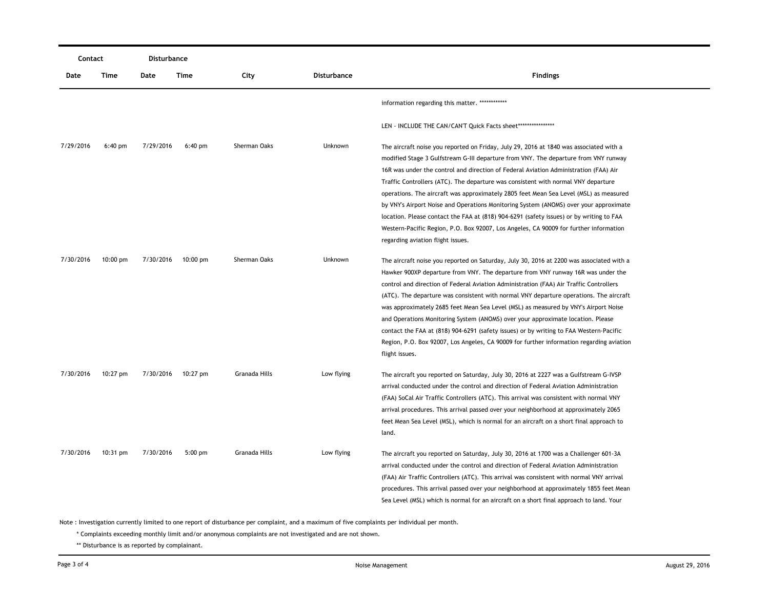| Contact | | Disturbance | | | | |
|---|---|---|---|---|---|---|
| Date | Time | Date | Time | City | Disturbance | Findings |
| | | | | | | information regarding this matter. ************ LEN - INCLUDE THE CAN/CAN'T Quick Facts sheet**************** |
| 7/29/2016 | 6:40 pm | 7/29/2016 | 6:40 pm | Sherman Oaks | Unknown | The aircraft noise you reported on Friday, July 29, 2016 at 1840 was associated with a modified Stage 3 Gulfstream G-III departure from VNY. The departure from VNY runway 16R was under the control and direction of Federal Aviation Administration (FAA) Air Traffic Controllers (ATC). The departure was consistent with normal VNY departure operations. The aircraft was approximately 2805 feet Mean Sea Level (MSL) as measured by VNY's Airport Noise and Operations Monitoring System (ANOMS) over your approximate location. Please contact the FAA at (818) 904-6291 (safety issues) or by writing to FAA Western-Pacific Region, P.O. Box 92007, Los Angeles, CA 90009 for further information regarding aviation flight issues. |
| 7/30/2016 | 10:00 pm | 7/30/2016 | 10:00 pm | Sherman Oaks | Unknown | The aircraft noise you reported on Saturday, July 30, 2016 at 2200 was associated with a Hawker 900XP departure from VNY. The departure from VNY runway 16R was under the control and direction of Federal Aviation Administration (FAA) Air Traffic Controllers (ATC). The departure was consistent with normal VNY departure operations. The aircraft was approximately 2685 feet Mean Sea Level (MSL) as measured by VNY's Airport Noise and Operations Monitoring System (ANOMS) over your approximate location. Please contact the FAA at (818) 904-6291 (safety issues) or by writing to FAA Western-Pacific Region, P.O. Box 92007, Los Angeles, CA 90009 for further information regarding aviation flight issues. |
| 7/30/2016 | 10:27 pm | 7/30/2016 | 10:27 pm | Granada Hills | Low flying | The aircraft you reported on Saturday, July 30, 2016 at 2227 was a Gulfstream G-IVSP arrival conducted under the control and direction of Federal Aviation Administration (FAA) SoCal Air Traffic Controllers (ATC). This arrival was consistent with normal VNY arrival procedures. This arrival passed over your neighborhood at approximately 2065 feet Mean Sea Level (MSL), which is normal for an aircraft on a short final approach to land. |
| 7/30/2016 | 10:31 pm | 7/30/2016 | 5:00 pm | Granada Hills | Low flying | The aircraft you reported on Saturday, July 30, 2016 at 1700 was a Challenger 601-3A arrival conducted under the control and direction of Federal Aviation Administration (FAA) Air Traffic Controllers (ATC). This arrival was consistent with normal VNY arrival procedures. This arrival passed over your neighborhood at approximately 1855 feet Mean Sea Level (MSL) which is normal for an aircraft on a short final approach to land. Your |

Note : Investigation currently limited to one report of disturbance per complaint, and a maximum of five complaints per individual per month.

\* Complaints exceeding monthly limit and/or anonymous complaints are not investigated and are not shown.

** Disturbance is as reported by complainant.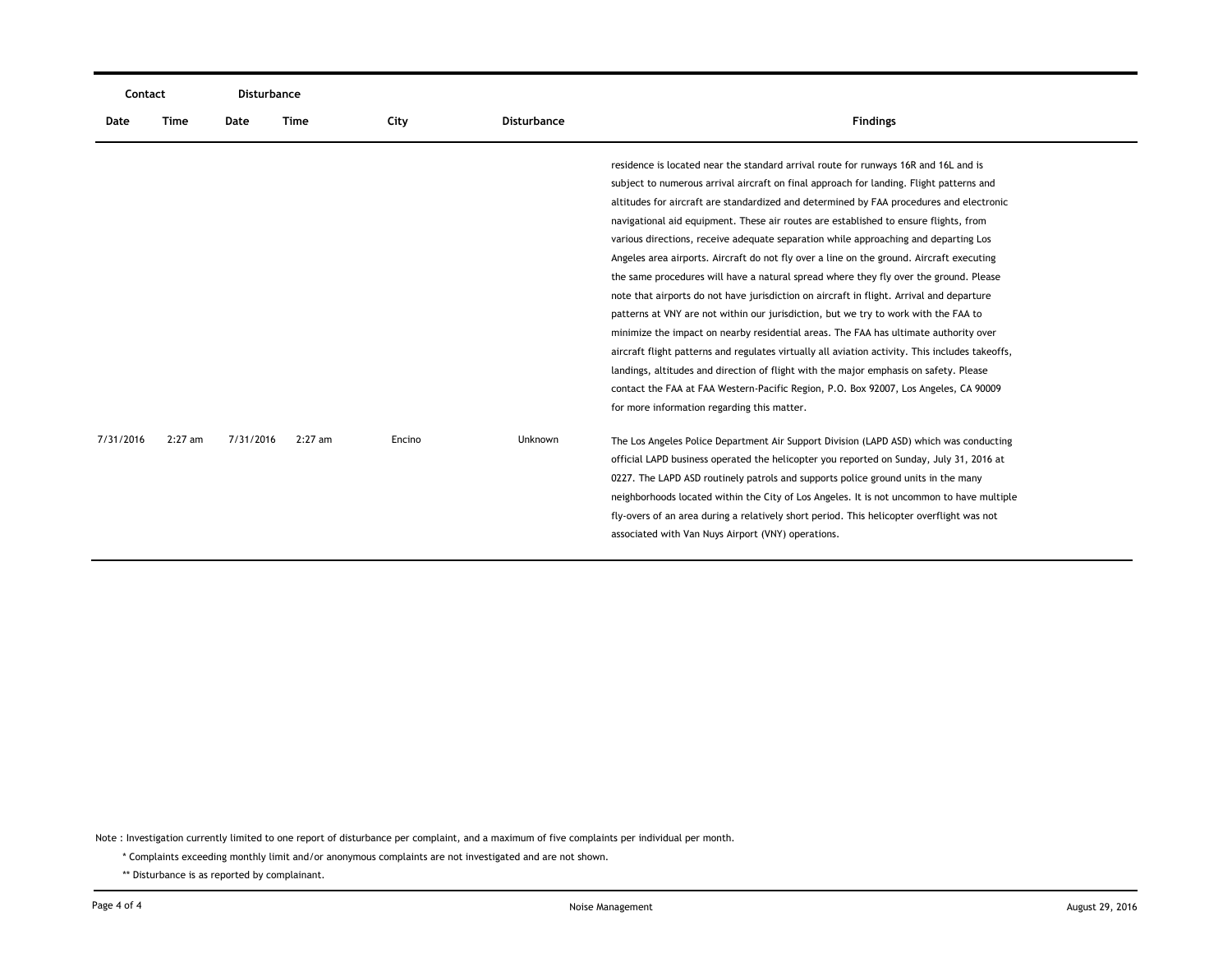| Contact | | Disturbance | | | | |
|---|---|---|---|---|---|---|
| Date | Time | Date | Time | City | Disturbance | Findings |
| | | | | | | residence is located near the standard arrival route for runways 16R and 16L and is subject to numerous arrival aircraft on final approach for landing. Flight patterns and altitudes for aircraft are standardized and determined by FAA procedures and electronic navigational aid equipment. These air routes are established to ensure flights, from various directions, receive adequate separation while approaching and departing Los Angeles area airports. Aircraft do not fly over a line on the ground. Aircraft executing the same procedures will have a natural spread where they fly over the ground. Please note that airports do not have jurisdiction on aircraft in flight. Arrival and departure patterns at VNY are not within our jurisdiction, but we try to work with the FAA to minimize the impact on nearby residential areas. The FAA has ultimate authority over aircraft flight patterns and regulates virtually all aviation activity. This includes takeoffs, landings, altitudes and direction of flight with the major emphasis on safety. Please contact the FAA at FAA Western-Pacific Region, P.O. Box 92007, Los Angeles, CA 90009 for more information regarding this matter. |
| 7/31/2016 | 2:27 am | 7/31/2016 | 2:27 am | Encino | Unknown | The Los Angeles Police Department Air Support Division (LAPD ASD) which was conducting official LAPD business operated the helicopter you reported on Sunday, July 31, 2016 at 0227. The LAPD ASD routinely patrols and supports police ground units in the many neighborhoods located within the City of Los Angeles. It is not uncommon to have multiple fly-overs of an area during a relatively short period. This helicopter overflight was not associated with Van Nuys Airport (VNY) operations. |

Note : Investigation currently limited to one report of disturbance per complaint, and a maximum of five complaints per individual per month.

\* Complaints exceeding monthly limit and/or anonymous complaints are not investigated and are not shown.

\*\* Disturbance is as reported by complainant.